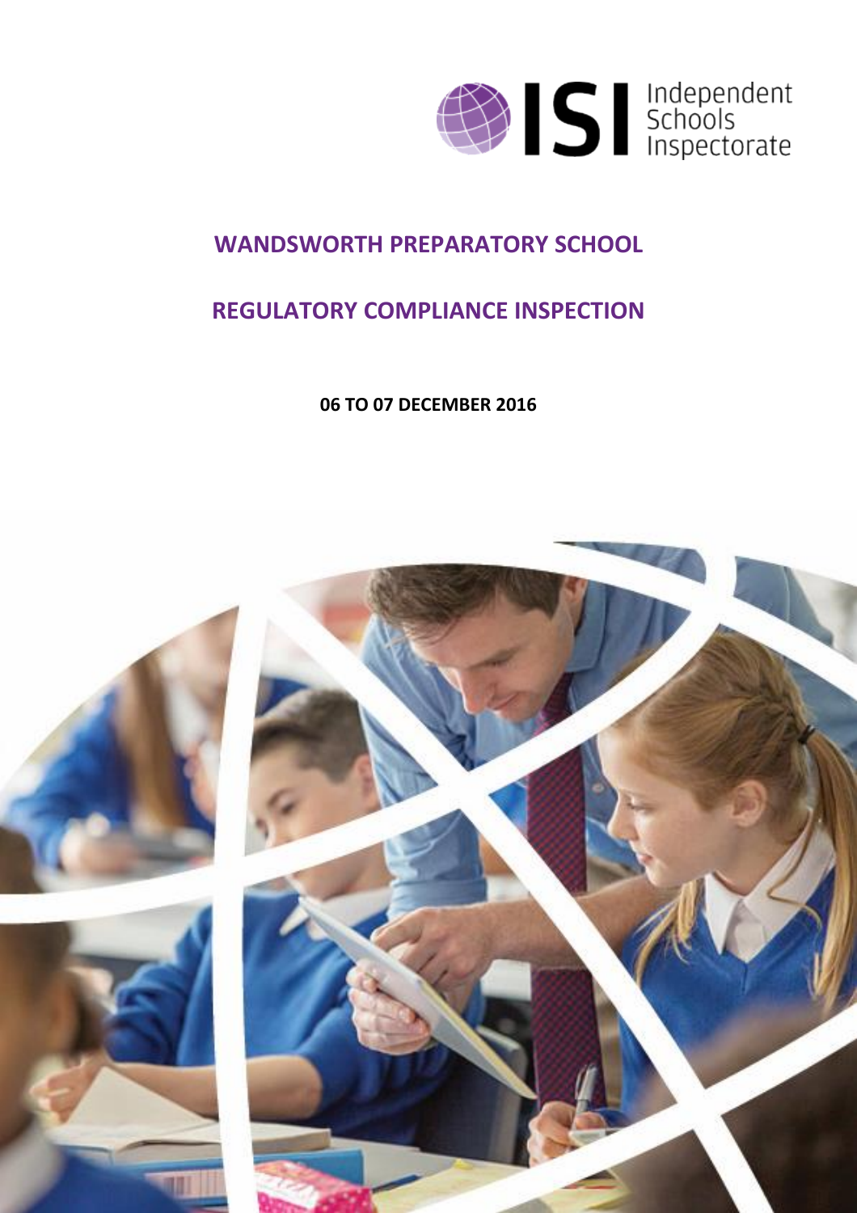ISI Independent Schools Inspectorate

# WANDSWORTH PREPARATORY SCHOOL

# REGULATORY COMPLIANCE INSPECTION

**06 TO 07 DECEMBER 2016**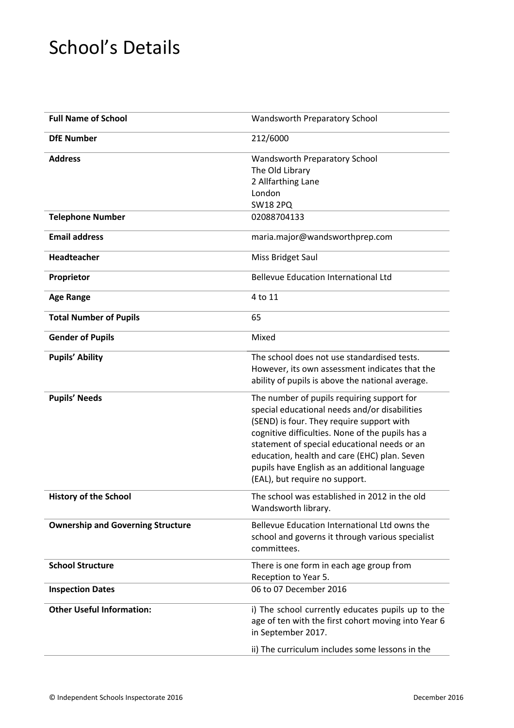# School's Details

| | |
|---|---|
| **Full Name of School** | Wandsworth Preparatory School |
| **DfE Number** | 212/6000 |
| **Address** | Wandsworth Preparatory School<br>The Old Library<br>2 Allfarthing Lane<br>London<br>SW18 2PQ |
| **Telephone Number** | 02088704133 |
| **Email address** | maria.major@wandsworthprep.com |
| **Headteacher** | Miss Bridget Saul |
| **Proprietor** | Bellevue Education International Ltd |
| **Age Range** | 4 to 11 |
| **Total Number of Pupils** | 65 |
| **Gender of Pupils** | Mixed |
| **Pupils' Ability** | The school does not use standardised tests. However, its own assessment indicates that the ability of pupils is above the national average. |
| **Pupils' Needs** | The number of pupils requiring support for special educational needs and/or disabilities (SEND) is four. They require support with cognitive difficulties. None of the pupils has a statement of special educational needs or an education, health and care (EHC) plan. Seven pupils have English as an additional language (EAL), but require no support. |
| **History of the School** | The school was established in 2012 in the old Wandsworth library. |
| **Ownership and Governing Structure** | Bellevue Education International Ltd owns the school and governs it through various specialist committees. |
| **School Structure** | There is one form in each age group from Reception to Year 5. |
| **Inspection Dates** | 06 to 07 December 2016 |
| **Other Useful Information:** | i) The school currently educates pupils up to the age of ten with the first cohort moving into Year 6 in September 2017.<br><br>ii) The curriculum includes some lessons in the |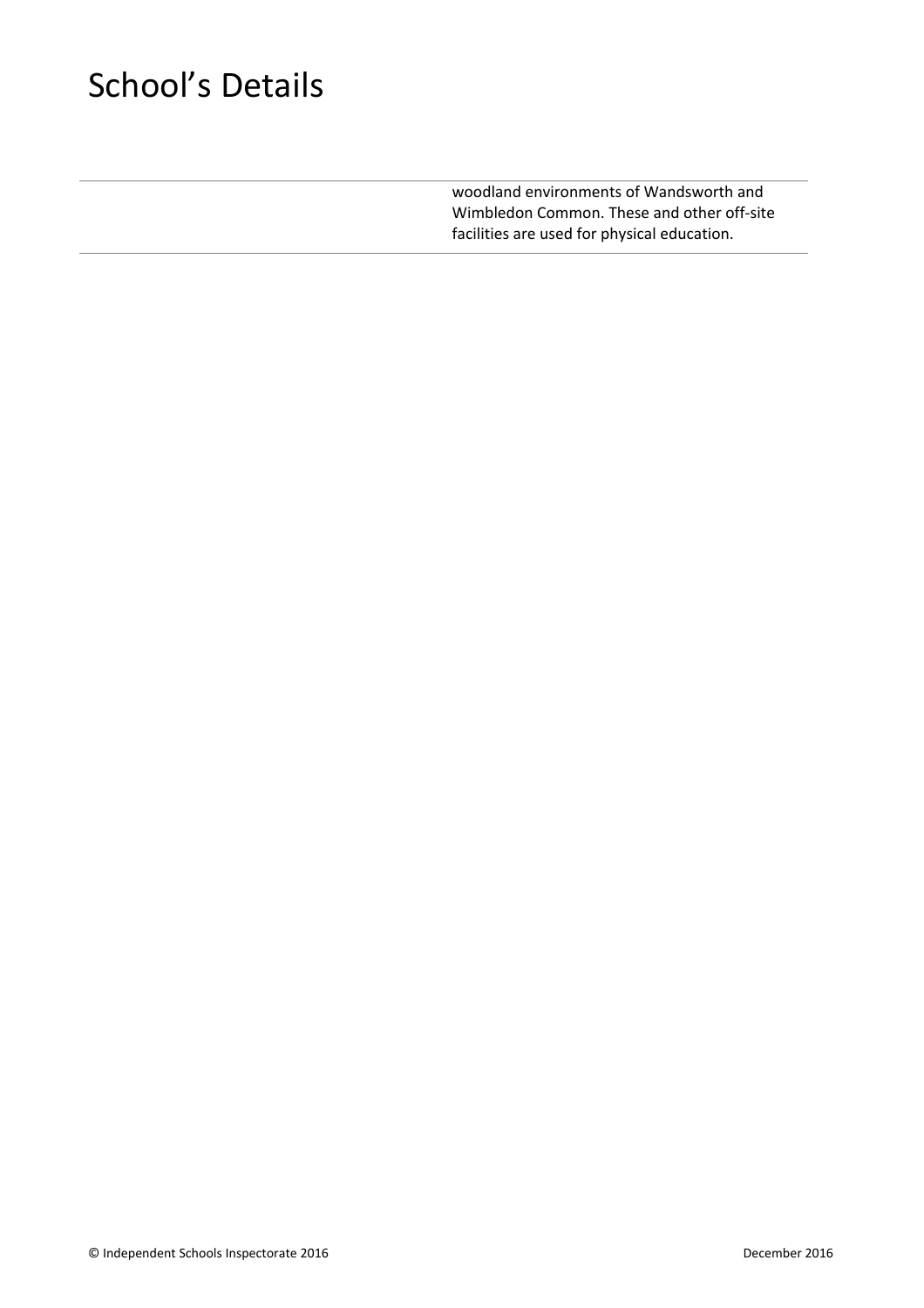# School's Details

| | |
|---|---|
| | woodland environments of Wandsworth and Wimbledon Common. These and other off-site facilities are used for physical education. |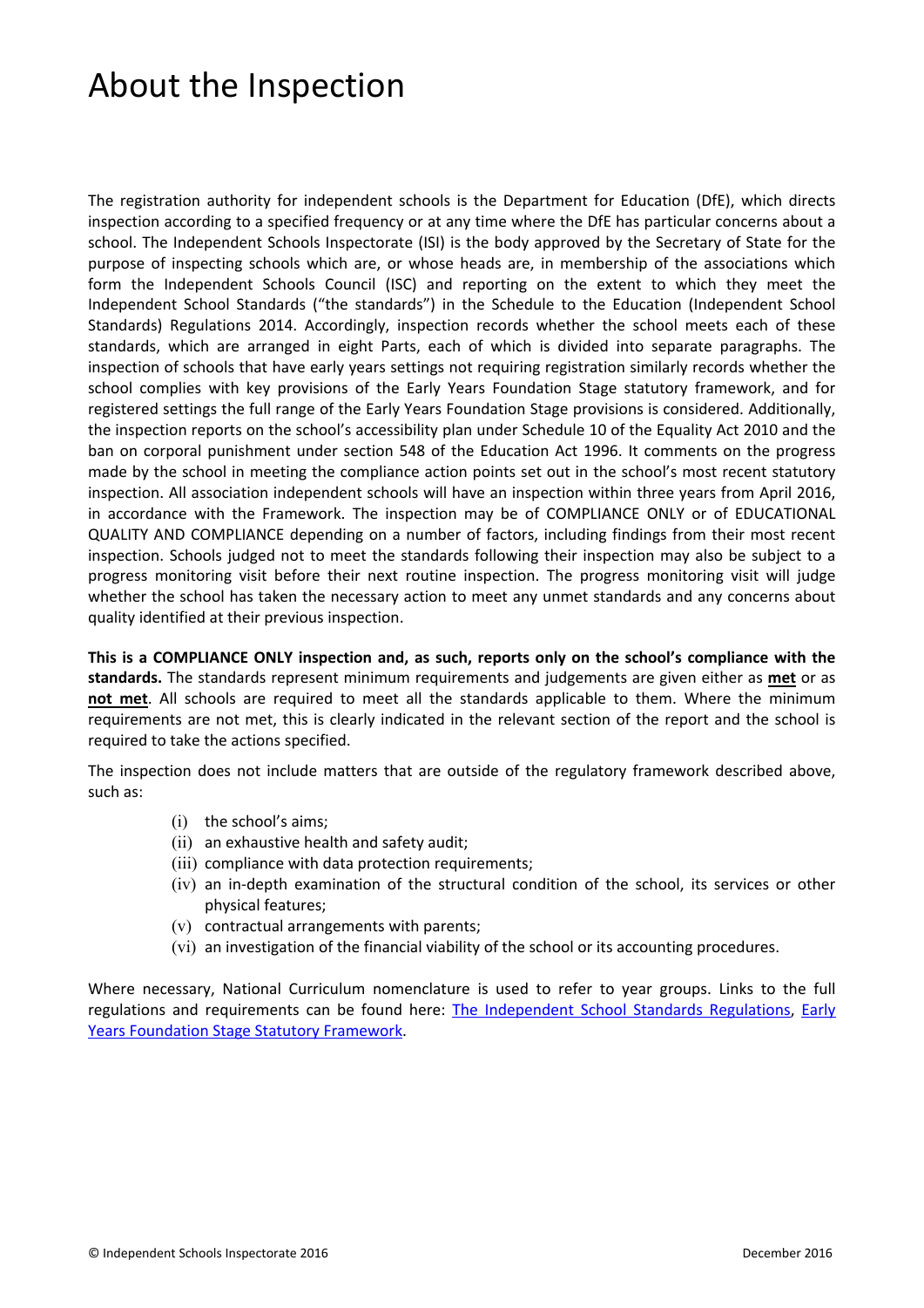# About the Inspection

The registration authority for independent schools is the Department for Education (DfE), which directs inspection according to a specified frequency or at any time where the DfE has particular concerns about a school. The Independent Schools Inspectorate (ISI) is the body approved by the Secretary of State for the purpose of inspecting schools which are, or whose heads are, in membership of the associations which form the Independent Schools Council (ISC) and reporting on the extent to which they meet the Independent School Standards ("the standards") in the Schedule to the Education (Independent School Standards) Regulations 2014. Accordingly, inspection records whether the school meets each of these standards, which are arranged in eight Parts, each of which is divided into separate paragraphs. The inspection of schools that have early years settings not requiring registration similarly records whether the school complies with key provisions of the Early Years Foundation Stage statutory framework, and for registered settings the full range of the Early Years Foundation Stage provisions is considered. Additionally, the inspection reports on the school's accessibility plan under Schedule 10 of the Equality Act 2010 and the ban on corporal punishment under section 548 of the Education Act 1996. It comments on the progress made by the school in meeting the compliance action points set out in the school's most recent statutory inspection. All association independent schools will have an inspection within three years from April 2016, in accordance with the Framework. The inspection may be of COMPLIANCE ONLY or of EDUCATIONAL QUALITY AND COMPLIANCE depending on a number of factors, including findings from their most recent inspection. Schools judged not to meet the standards following their inspection may also be subject to a progress monitoring visit before their next routine inspection. The progress monitoring visit will judge whether the school has taken the necessary action to meet any unmet standards and any concerns about quality identified at their previous inspection.

**This is a COMPLIANCE ONLY inspection and, as such, reports only on the school's compliance with the standards.** The standards represent minimum requirements and judgements are given either as **met** or as **not met**. All schools are required to meet all the standards applicable to them. Where the minimum requirements are not met, this is clearly indicated in the relevant section of the report and the school is required to take the actions specified.

The inspection does not include matters that are outside of the regulatory framework described above, such as:

(i) the school's aims;
(ii) an exhaustive health and safety audit;
(iii) compliance with data protection requirements;
(iv) an in-depth examination of the structural condition of the school, its services or other physical features;
(v) contractual arrangements with parents;
(vi) an investigation of the financial viability of the school or its accounting procedures.

Where necessary, National Curriculum nomenclature is used to refer to year groups. Links to the full regulations and requirements can be found here: The Independent School Standards Regulations, Early Years Foundation Stage Statutory Framework.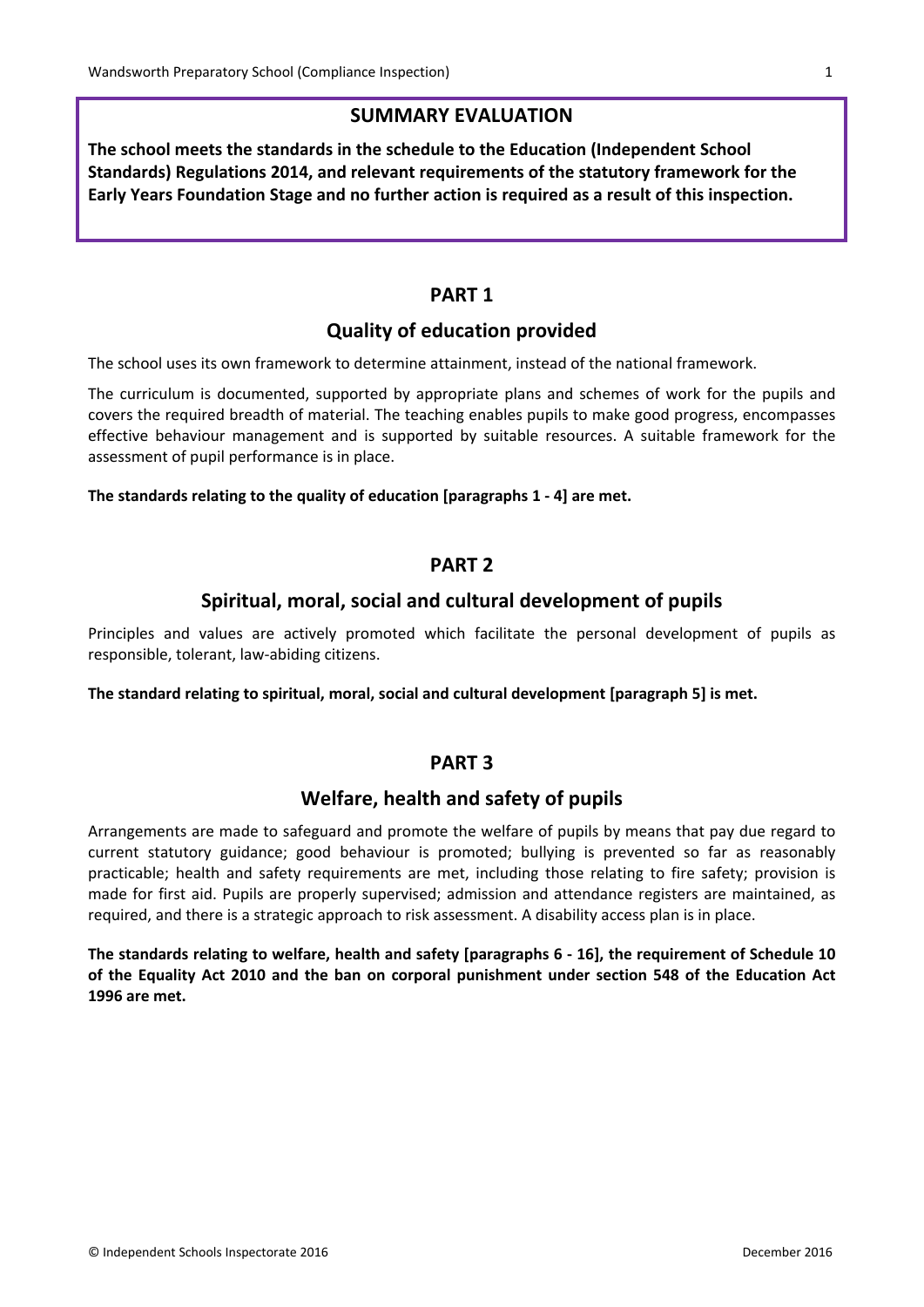## SUMMARY EVALUATION

**The school meets the standards in the schedule to the Education (Independent School Standards) Regulations 2014, and relevant requirements of the statutory framework for the Early Years Foundation Stage and no further action is required as a result of this inspection.**

## PART 1

### Quality of education provided

The school uses its own framework to determine attainment, instead of the national framework.

The curriculum is documented, supported by appropriate plans and schemes of work for the pupils and covers the required breadth of material. The teaching enables pupils to make good progress, encompasses effective behaviour management and is supported by suitable resources. A suitable framework for the assessment of pupil performance is in place.

**The standards relating to the quality of education [paragraphs 1 - 4] are met.**

## PART 2

### Spiritual, moral, social and cultural development of pupils

Principles and values are actively promoted which facilitate the personal development of pupils as responsible, tolerant, law-abiding citizens.

**The standard relating to spiritual, moral, social and cultural development [paragraph 5] is met.**

## PART 3

### Welfare, health and safety of pupils

Arrangements are made to safeguard and promote the welfare of pupils by means that pay due regard to current statutory guidance; good behaviour is promoted; bullying is prevented so far as reasonably practicable; health and safety requirements are met, including those relating to fire safety; provision is made for first aid. Pupils are properly supervised; admission and attendance registers are maintained, as required, and there is a strategic approach to risk assessment. A disability access plan is in place.

**The standards relating to welfare, health and safety [paragraphs 6 - 16], the requirement of Schedule 10 of the Equality Act 2010 and the ban on corporal punishment under section 548 of the Education Act 1996 are met.**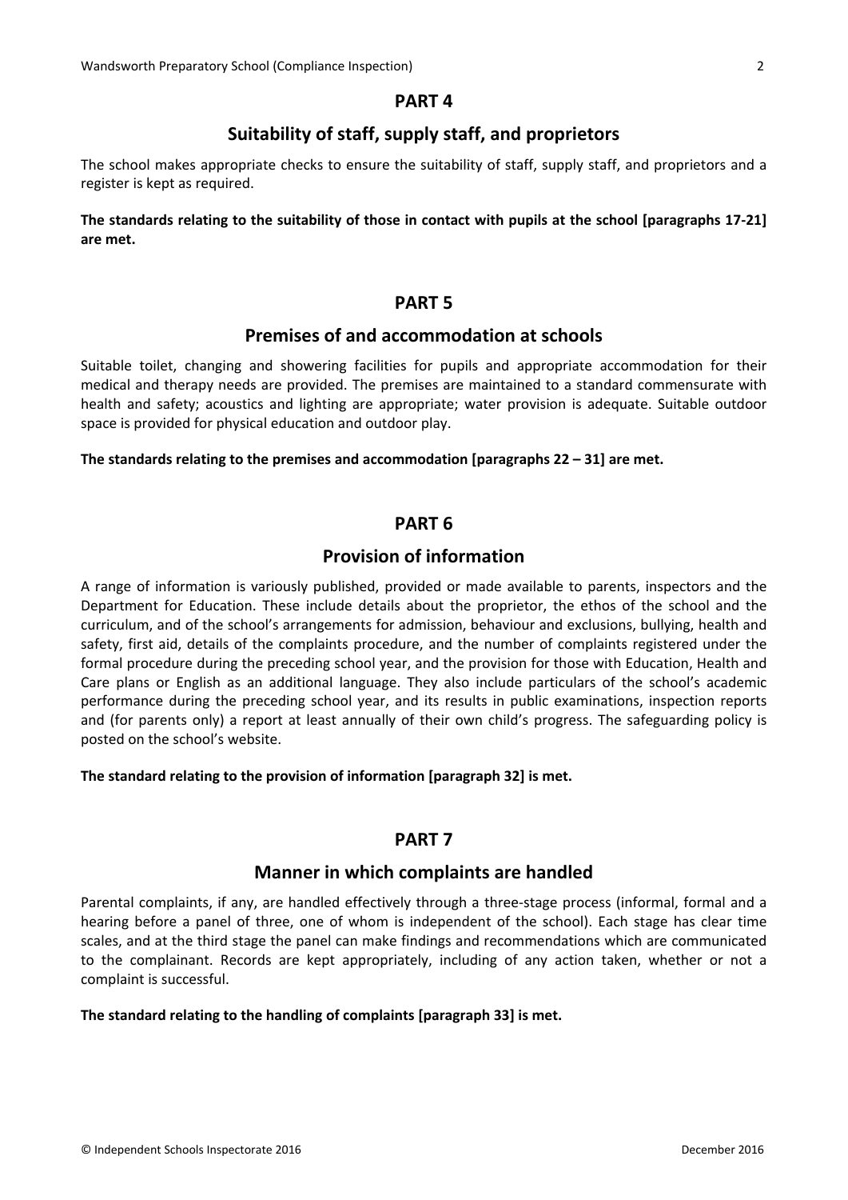## PART 4

## Suitability of staff, supply staff, and proprietors

The school makes appropriate checks to ensure the suitability of staff, supply staff, and proprietors and a register is kept as required.

**The standards relating to the suitability of those in contact with pupils at the school [paragraphs 17-21] are met.**

## PART 5

## Premises of and accommodation at schools

Suitable toilet, changing and showering facilities for pupils and appropriate accommodation for their medical and therapy needs are provided. The premises are maintained to a standard commensurate with health and safety; acoustics and lighting are appropriate; water provision is adequate. Suitable outdoor space is provided for physical education and outdoor play.

**The standards relating to the premises and accommodation [paragraphs 22 – 31] are met.**

## PART 6

## Provision of information

A range of information is variously published, provided or made available to parents, inspectors and the Department for Education. These include details about the proprietor, the ethos of the school and the curriculum, and of the school's arrangements for admission, behaviour and exclusions, bullying, health and safety, first aid, details of the complaints procedure, and the number of complaints registered under the formal procedure during the preceding school year, and the provision for those with Education, Health and Care plans or English as an additional language. They also include particulars of the school's academic performance during the preceding school year, and its results in public examinations, inspection reports and (for parents only) a report at least annually of their own child's progress. The safeguarding policy is posted on the school's website.

**The standard relating to the provision of information [paragraph 32] is met.**

## PART 7

## Manner in which complaints are handled

Parental complaints, if any, are handled effectively through a three-stage process (informal, formal and a hearing before a panel of three, one of whom is independent of the school). Each stage has clear time scales, and at the third stage the panel can make findings and recommendations which are communicated to the complainant. Records are kept appropriately, including of any action taken, whether or not a complaint is successful.

**The standard relating to the handling of complaints [paragraph 33] is met.**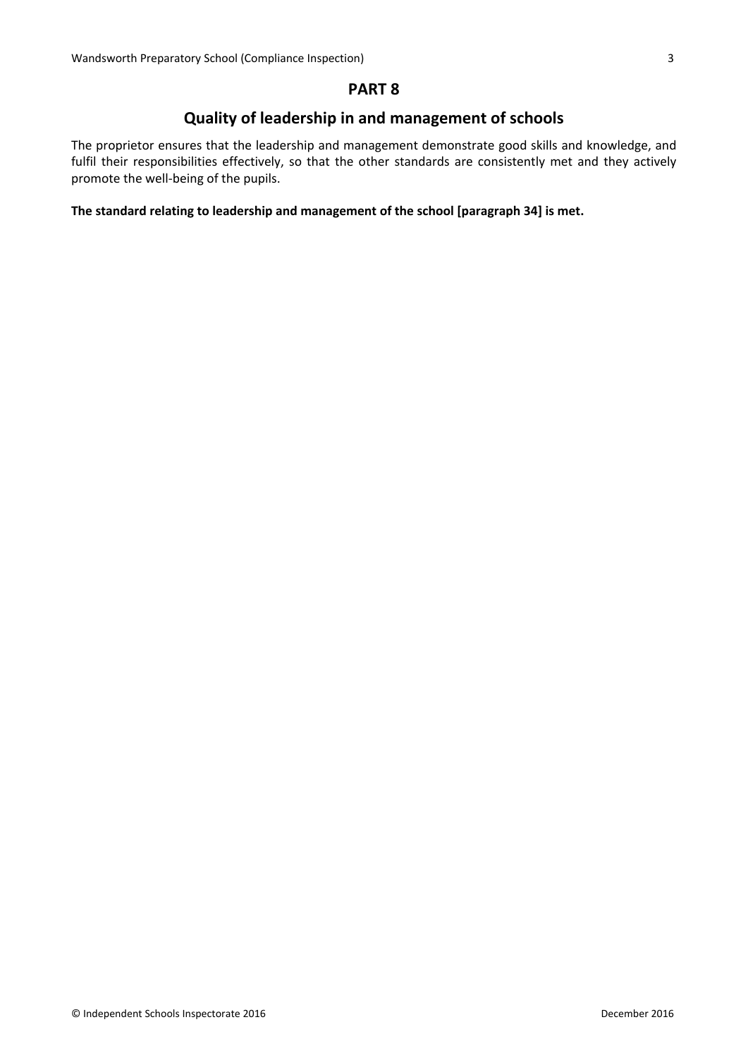# PART 8

## Quality of leadership in and management of schools

The proprietor ensures that the leadership and management demonstrate good skills and knowledge, and fulfil their responsibilities effectively, so that the other standards are consistently met and they actively promote the well-being of the pupils.

**The standard relating to leadership and management of the school [paragraph 34] is met.**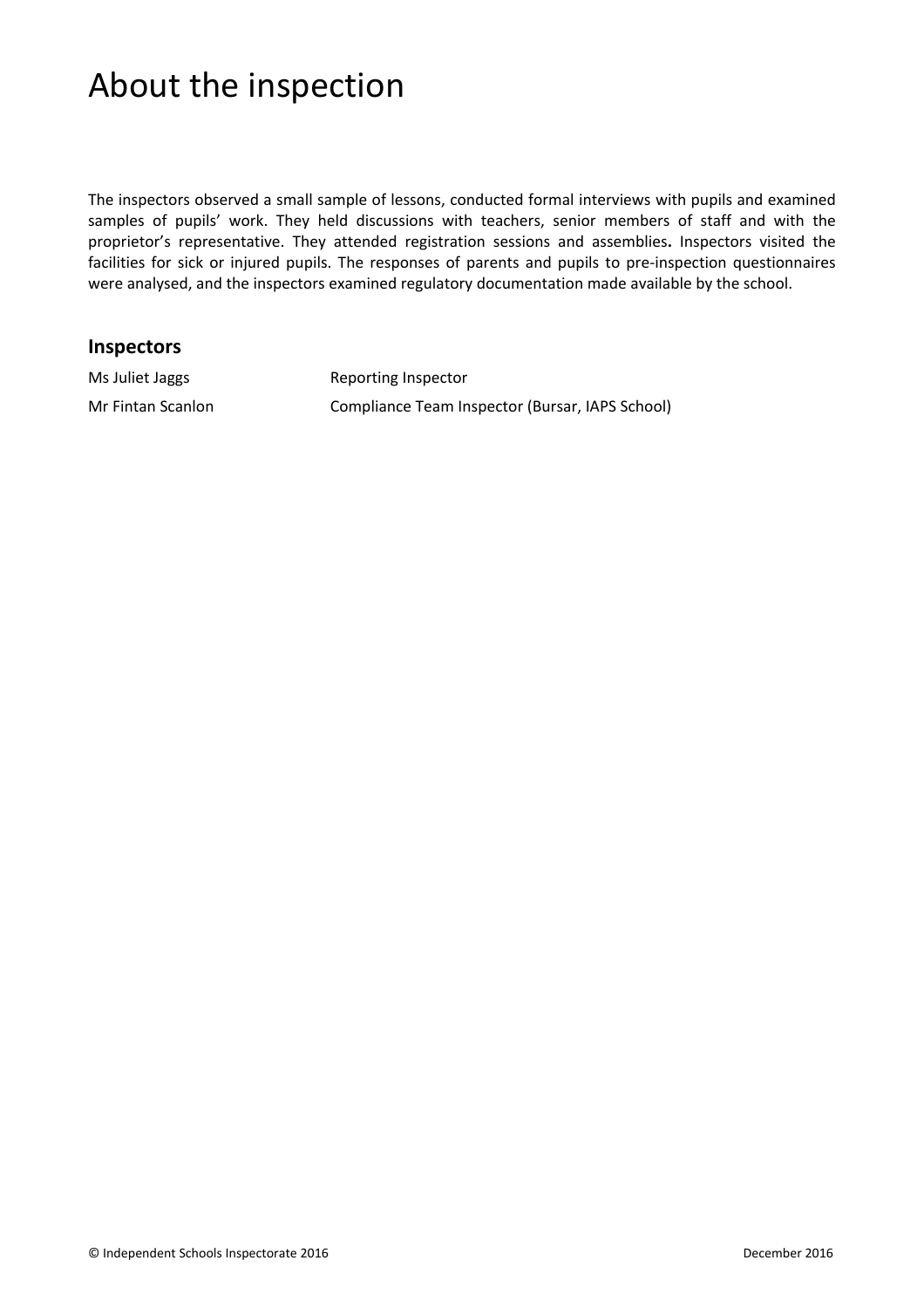# About the inspection

The inspectors observed a small sample of lessons, conducted formal interviews with pupils and examined samples of pupils' work. They held discussions with teachers, senior members of staff and with the proprietor's representative. They attended registration sessions and assemblies**.** Inspectors visited the facilities for sick or injured pupils. The responses of parents and pupils to pre-inspection questionnaires were analysed, and the inspectors examined regulatory documentation made available by the school.

## Inspectors

| | |
|---|---|
| Ms Juliet Jaggs | Reporting Inspector |
| Mr Fintan Scanlon | Compliance Team Inspector (Bursar, IAPS School) |